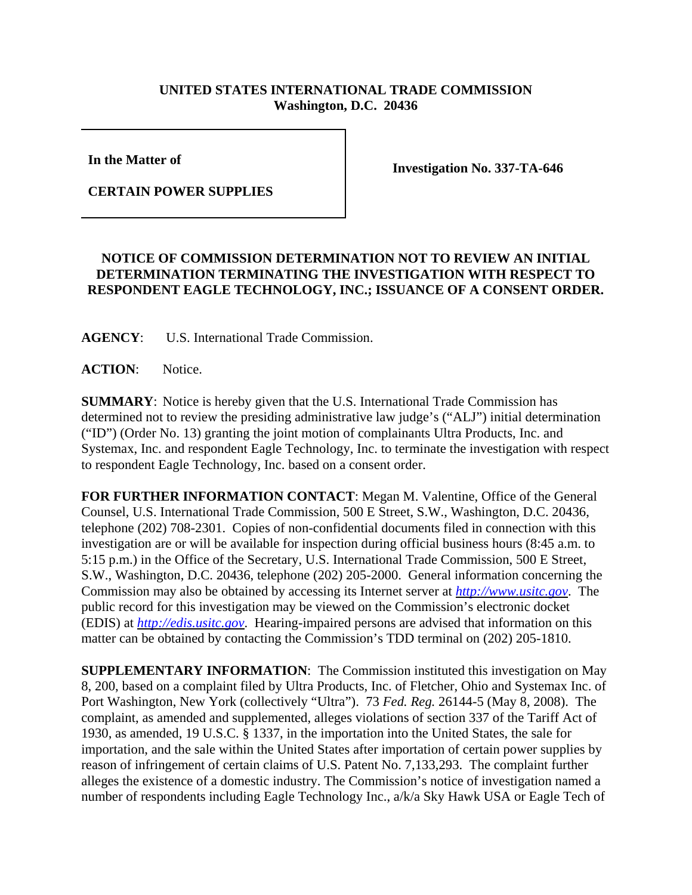**UNITED STATES INTERNATIONAL TRADE COMMISSION**
**Washington, D.C. 20436**

| | |
|---|---|
| **In the Matter of**<br><br>**CERTAIN POWER SUPPLIES** | **Investigation No. 337-TA-646** |

**NOTICE OF COMMISSION DETERMINATION NOT TO REVIEW AN INITIAL DETERMINATION TERMINATING THE INVESTIGATION WITH RESPECT TO RESPONDENT EAGLE TECHNOLOGY, INC.; ISSUANCE OF A CONSENT ORDER.**

**AGENCY**: U.S. International Trade Commission.

**ACTION**: Notice.

**SUMMARY**: Notice is hereby given that the U.S. International Trade Commission has determined not to review the presiding administrative law judge's ("ALJ") initial determination ("ID") (Order No. 13) granting the joint motion of complainants Ultra Products, Inc. and Systemax, Inc. and respondent Eagle Technology, Inc. to terminate the investigation with respect to respondent Eagle Technology, Inc. based on a consent order.

**FOR FURTHER INFORMATION CONTACT**: Megan M. Valentine, Office of the General Counsel, U.S. International Trade Commission, 500 E Street, S.W., Washington, D.C. 20436, telephone (202) 708-2301. Copies of non-confidential documents filed in connection with this investigation are or will be available for inspection during official business hours (8:45 a.m. to 5:15 p.m.) in the Office of the Secretary, U.S. International Trade Commission, 500 E Street, S.W., Washington, D.C. 20436, telephone (202) 205-2000. General information concerning the Commission may also be obtained by accessing its Internet server at *http://www.usitc.gov*. The public record for this investigation may be viewed on the Commission's electronic docket (EDIS) at *http://edis.usitc.gov*. Hearing-impaired persons are advised that information on this matter can be obtained by contacting the Commission's TDD terminal on (202) 205-1810.

**SUPPLEMENTARY INFORMATION**: The Commission instituted this investigation on May 8, 200, based on a complaint filed by Ultra Products, Inc. of Fletcher, Ohio and Systemax Inc. of Port Washington, New York (collectively "Ultra"). 73 *Fed. Reg.* 26144-5 (May 8, 2008). The complaint, as amended and supplemented, alleges violations of section 337 of the Tariff Act of 1930, as amended, 19 U.S.C. § 1337, in the importation into the United States, the sale for importation, and the sale within the United States after importation of certain power supplies by reason of infringement of certain claims of U.S. Patent No. 7,133,293. The complaint further alleges the existence of a domestic industry. The Commission's notice of investigation named a number of respondents including Eagle Technology Inc., a/k/a Sky Hawk USA or Eagle Tech of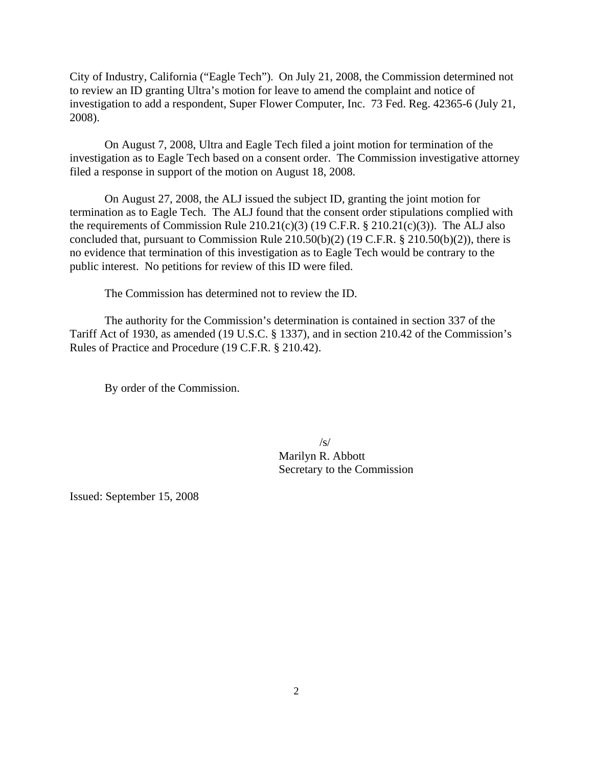City of Industry, California ("Eagle Tech"). On July 21, 2008, the Commission determined not to review an ID granting Ultra's motion for leave to amend the complaint and notice of investigation to add a respondent, Super Flower Computer, Inc. 73 Fed. Reg. 42365-6 (July 21, 2008).

On August 7, 2008, Ultra and Eagle Tech filed a joint motion for termination of the investigation as to Eagle Tech based on a consent order. The Commission investigative attorney filed a response in support of the motion on August 18, 2008.

On August 27, 2008, the ALJ issued the subject ID, granting the joint motion for termination as to Eagle Tech. The ALJ found that the consent order stipulations complied with the requirements of Commission Rule 210.21(c)(3) (19 C.F.R. § 210.21(c)(3)). The ALJ also concluded that, pursuant to Commission Rule 210.50(b)(2) (19 C.F.R. § 210.50(b)(2)), there is no evidence that termination of this investigation as to Eagle Tech would be contrary to the public interest. No petitions for review of this ID were filed.

The Commission has determined not to review the ID.

The authority for the Commission's determination is contained in section 337 of the Tariff Act of 1930, as amended (19 U.S.C. § 1337), and in section 210.42 of the Commission's Rules of Practice and Procedure (19 C.F.R. § 210.42).

By order of the Commission.

/s/
Marilyn R. Abbott
Secretary to the Commission

Issued: September 15, 2008